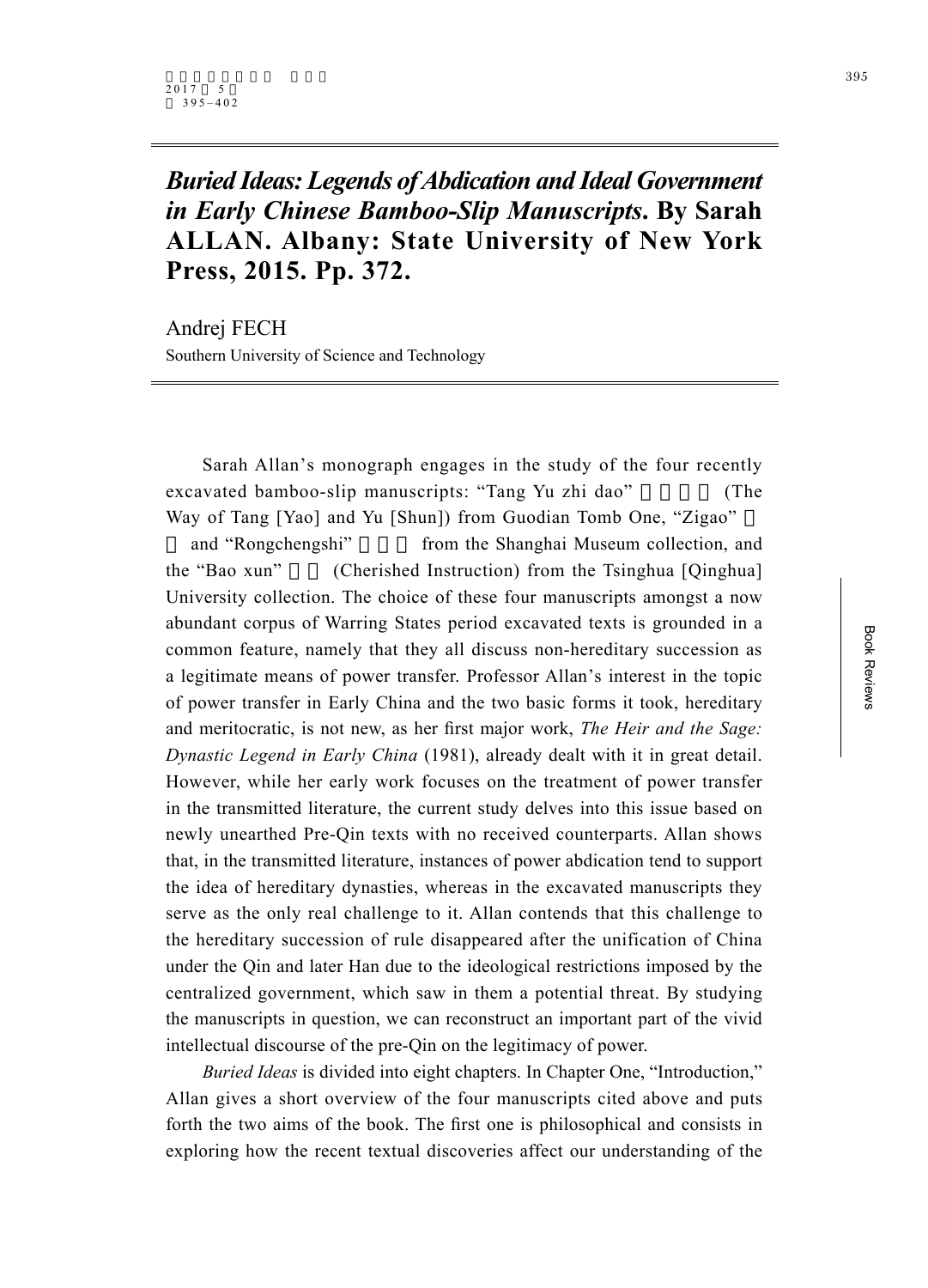## *Buried Ideas: Legends of Abdication and Ideal Government in Early Chinese Bamboo-Slip Manuscripts*. By Sarah ALLAN. Albany: State University of New York Press, 2015. Pp. 372.

Andrej FECH
Southern University of Science and Technology

Sarah Allan's monograph engages in the study of the four recently excavated bamboo-slip manuscripts: "Tang Yu zhi dao" (The Way of Tang [Yao] and Yu [Shun]) from Guodian Tomb One, "Zigao" and "Rongchengshi" from the Shanghai Museum collection, and the "Bao xun" (Cherished Instruction) from the Tsinghua [Qinghua] University collection. The choice of these four manuscripts amongst a now abundant corpus of Warring States period excavated texts is grounded in a common feature, namely that they all discuss non-hereditary succession as a legitimate means of power transfer. Professor Allan's interest in the topic of power transfer in Early China and the two basic forms it took, hereditary and meritocratic, is not new, as her first major work, *The Heir and the Sage: Dynastic Legend in Early China* (1981), already dealt with it in great detail. However, while her early work focuses on the treatment of power transfer in the transmitted literature, the current study delves into this issue based on newly unearthed Pre-Qin texts with no received counterparts. Allan shows that, in the transmitted literature, instances of power abdication tend to support the idea of hereditary dynasties, whereas in the excavated manuscripts they serve as the only real challenge to it. Allan contends that this challenge to the hereditary succession of rule disappeared after the unification of China under the Qin and later Han due to the ideological restrictions imposed by the centralized government, which saw in them a potential threat. By studying the manuscripts in question, we can reconstruct an important part of the vivid intellectual discourse of the pre-Qin on the legitimacy of power.

*Buried Ideas* is divided into eight chapters. In Chapter One, "Introduction," Allan gives a short overview of the four manuscripts cited above and puts forth the two aims of the book. The first one is philosophical and consists in exploring how the recent textual discoveries affect our understanding of the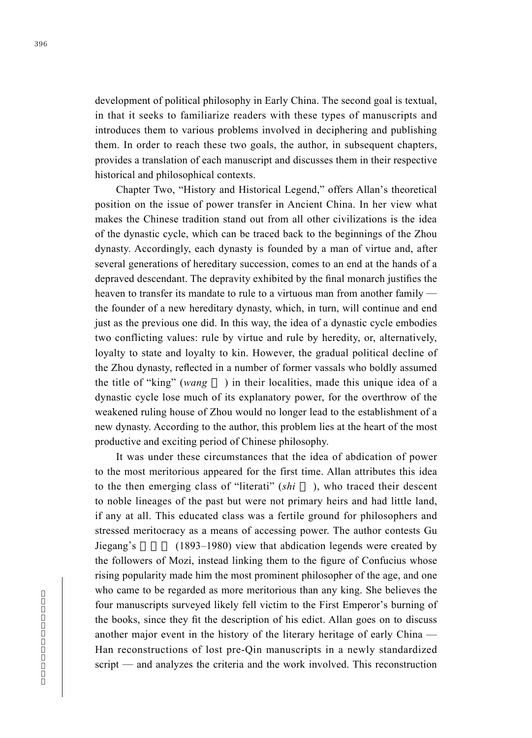development of political philosophy in Early China. The second goal is textual, in that it seeks to familiarize readers with these types of manuscripts and introduces them to various problems involved in deciphering and publishing them. In order to reach these two goals, the author, in subsequent chapters, provides a translation of each manuscript and discusses them in their respective historical and philosophical contexts.

Chapter Two, "History and Historical Legend," offers Allan's theoretical position on the issue of power transfer in Ancient China. In her view what makes the Chinese tradition stand out from all other civilizations is the idea of the dynastic cycle, which can be traced back to the beginnings of the Zhou dynasty. Accordingly, each dynasty is founded by a man of virtue and, after several generations of hereditary succession, comes to an end at the hands of a depraved descendant. The depravity exhibited by the final monarch justifies the heaven to transfer its mandate to rule to a virtuous man from another family — the founder of a new hereditary dynasty, which, in turn, will continue and end just as the previous one did. In this way, the idea of a dynastic cycle embodies two conflicting values: rule by virtue and rule by heredity, or, alternatively, loyalty to state and loyalty to kin. However, the gradual political decline of the Zhou dynasty, reflected in a number of former vassals who boldly assumed the title of "king" (*wang* □) in their localities, made this unique idea of a dynastic cycle lose much of its explanatory power, for the overthrow of the weakened ruling house of Zhou would no longer lead to the establishment of a new dynasty. According to the author, this problem lies at the heart of the most productive and exciting period of Chinese philosophy.

It was under these circumstances that the idea of abdication of power to the most meritorious appeared for the first time. Allan attributes this idea to the then emerging class of "literati" (*shi* □), who traced their descent to noble lineages of the past but were not primary heirs and had little land, if any at all. This educated class was a fertile ground for philosophers and stressed meritocracy as a means of accessing power. The author contests Gu Jiegang's □□□ (1893–1980) view that abdication legends were created by the followers of Mozi, instead linking them to the figure of Confucius whose rising popularity made him the most prominent philosopher of the age, and one who came to be regarded as more meritorious than any king. She believes the four manuscripts surveyed likely fell victim to the First Emperor's burning of the books, since they fit the description of his edict. Allan goes on to discuss another major event in the history of the literary heritage of early China — Han reconstructions of lost pre-Qin manuscripts in a newly standardized script — and analyzes the criteria and the work involved. This reconstruction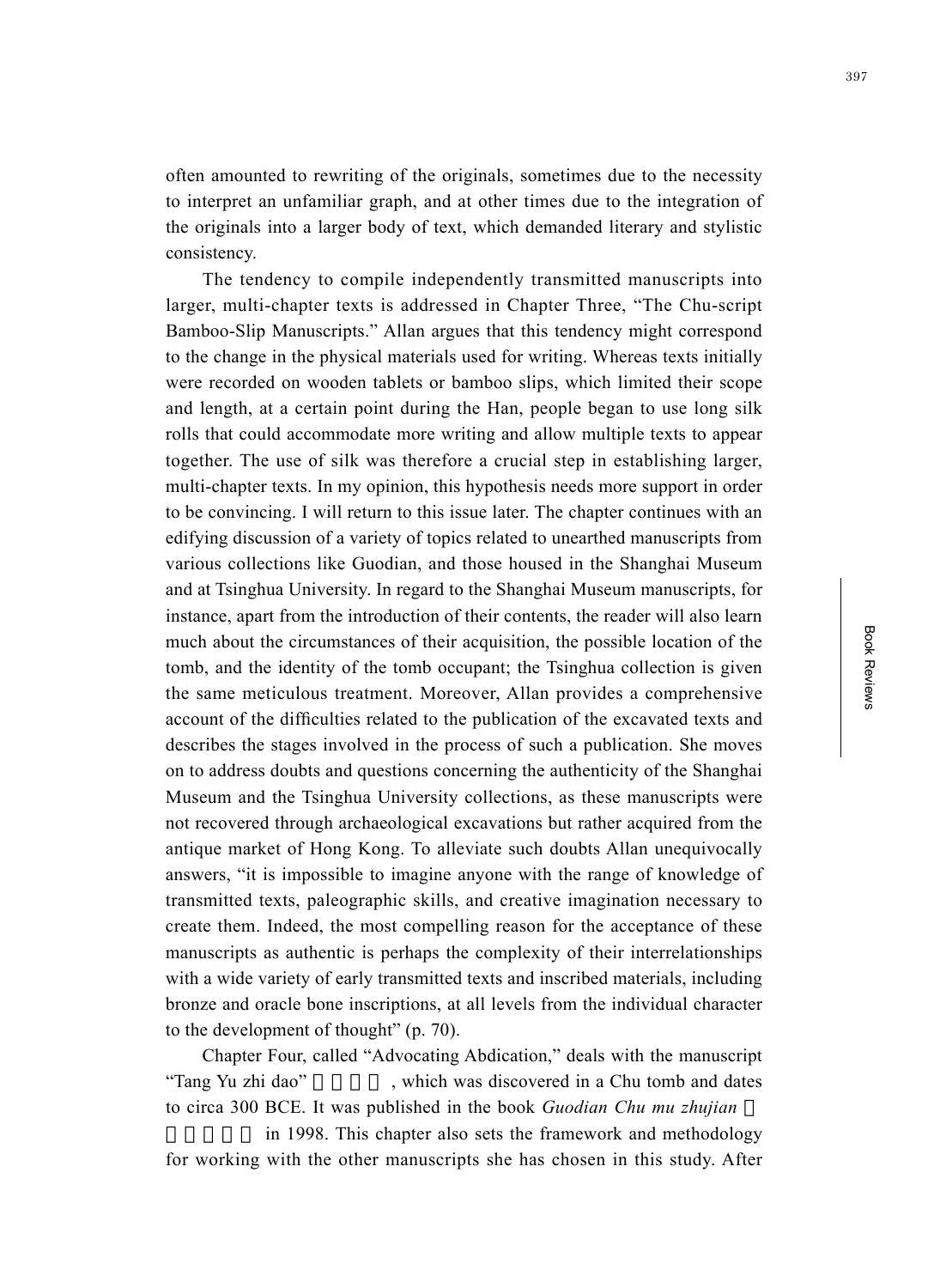often amounted to rewriting of the originals, sometimes due to the necessity to interpret an unfamiliar graph, and at other times due to the integration of the originals into a larger body of text, which demanded literary and stylistic consistency.

The tendency to compile independently transmitted manuscripts into larger, multi-chapter texts is addressed in Chapter Three, "The Chu-script Bamboo-Slip Manuscripts." Allan argues that this tendency might correspond to the change in the physical materials used for writing. Whereas texts initially were recorded on wooden tablets or bamboo slips, which limited their scope and length, at a certain point during the Han, people began to use long silk rolls that could accommodate more writing and allow multiple texts to appear together. The use of silk was therefore a crucial step in establishing larger, multi-chapter texts. In my opinion, this hypothesis needs more support in order to be convincing. I will return to this issue later. The chapter continues with an edifying discussion of a variety of topics related to unearthed manuscripts from various collections like Guodian, and those housed in the Shanghai Museum and at Tsinghua University. In regard to the Shanghai Museum manuscripts, for instance, apart from the introduction of their contents, the reader will also learn much about the circumstances of their acquisition, the possible location of the tomb, and the identity of the tomb occupant; the Tsinghua collection is given the same meticulous treatment. Moreover, Allan provides a comprehensive account of the difficulties related to the publication of the excavated texts and describes the stages involved in the process of such a publication. She moves on to address doubts and questions concerning the authenticity of the Shanghai Museum and the Tsinghua University collections, as these manuscripts were not recovered through archaeological excavations but rather acquired from the antique market of Hong Kong. To alleviate such doubts Allan unequivocally answers, "it is impossible to imagine anyone with the range of knowledge of transmitted texts, paleographic skills, and creative imagination necessary to create them. Indeed, the most compelling reason for the acceptance of these manuscripts as authentic is perhaps the complexity of their interrelationships with a wide variety of early transmitted texts and inscribed materials, including bronze and oracle bone inscriptions, at all levels from the individual character to the development of thought" (p. 70).

Chapter Four, called "Advocating Abdication," deals with the manuscript "Tang Yu zhi dao" , which was discovered in a Chu tomb and dates to circa 300 BCE. It was published in the book *Guodian Chu mu zhujian* in 1998. This chapter also sets the framework and methodology for working with the other manuscripts she has chosen in this study. After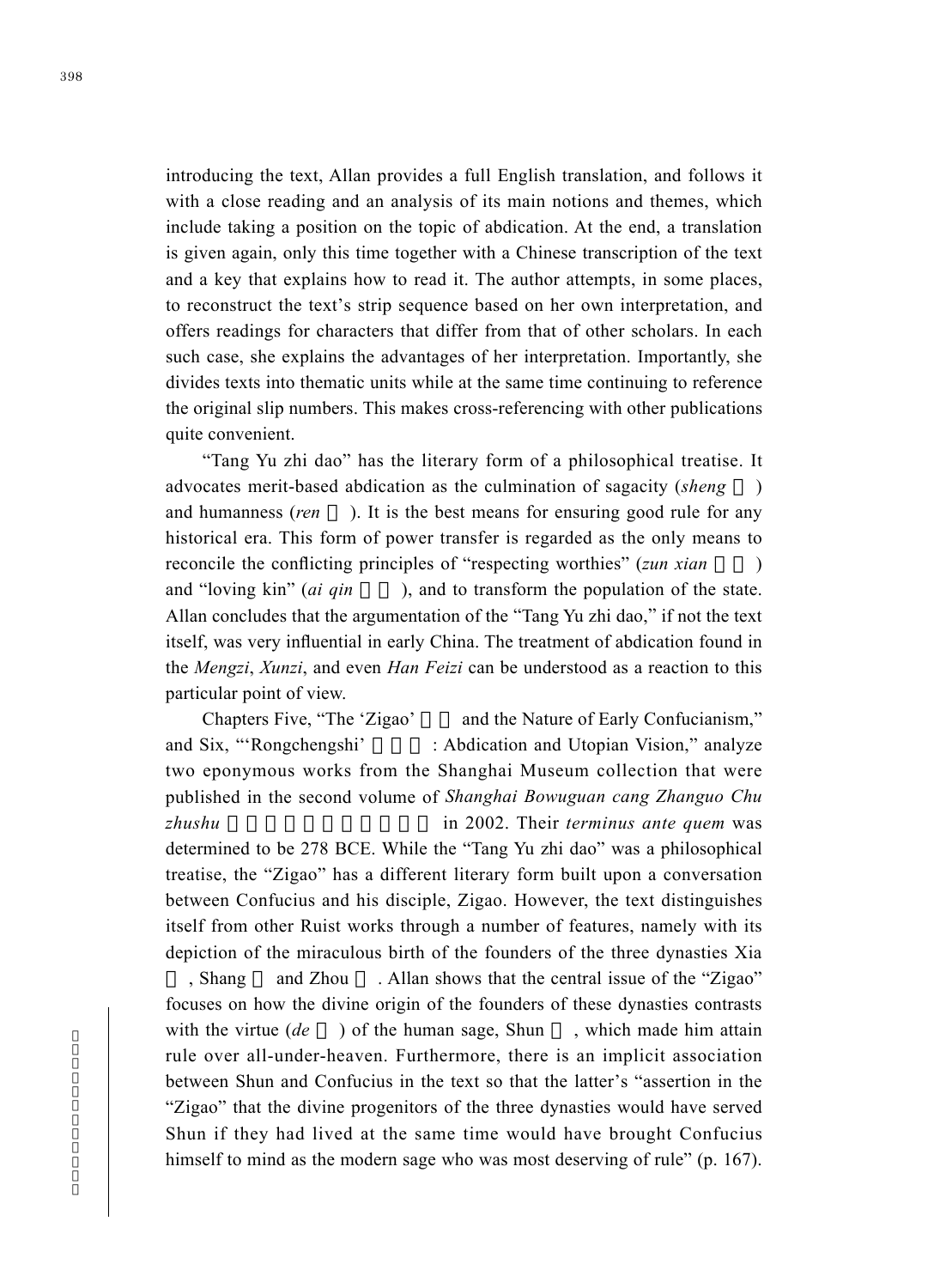introducing the text, Allan provides a full English translation, and follows it with a close reading and an analysis of its main notions and themes, which include taking a position on the topic of abdication. At the end, a translation is given again, only this time together with a Chinese transcription of the text and a key that explains how to read it. The author attempts, in some places, to reconstruct the text's strip sequence based on her own interpretation, and offers readings for characters that differ from that of other scholars. In each such case, she explains the advantages of her interpretation. Importantly, she divides texts into thematic units while at the same time continuing to reference the original slip numbers. This makes cross-referencing with other publications quite convenient.

"Tang Yu zhi dao" has the literary form of a philosophical treatise. It advocates merit-based abdication as the culmination of sagacity (*sheng* 聖) and humanness (*ren* 仁). It is the best means for ensuring good rule for any historical era. This form of power transfer is regarded as the only means to reconcile the conflicting principles of "respecting worthies" (*zun xian* 尊賢) and "loving kin" (*ai qin* 愛親), and to transform the population of the state. Allan concludes that the argumentation of the "Tang Yu zhi dao," if not the text itself, was very influential in early China. The treatment of abdication found in the *Mengzi*, *Xunzi*, and even *Han Feizi* can be understood as a reaction to this particular point of view.

Chapters Five, "The 'Zigao' 子羔 and the Nature of Early Confucianism," and Six, "'Rongchengshi' 容成氏: Abdication and Utopian Vision," analyze two eponymous works from the Shanghai Museum collection that were published in the second volume of *Shanghai Bowuguan cang Zhanguo Chu zhushu* 上海博物館藏戰國楚竹書 in 2002. Their *terminus ante quem* was determined to be 278 BCE. While the "Tang Yu zhi dao" was a philosophical treatise, the "Zigao" has a different literary form built upon a conversation between Confucius and his disciple, Zigao. However, the text distinguishes itself from other Ruist works through a number of features, namely with its depiction of the miraculous birth of the founders of the three dynasties Xia 夏, Shang 商 and Zhou 周. Allan shows that the central issue of the "Zigao" focuses on how the divine origin of the founders of these dynasties contrasts with the virtue (*de* 德) of the human sage, Shun 舜, which made him attain rule over all-under-heaven. Furthermore, there is an implicit association between Shun and Confucius in the text so that the latter's "assertion in the "Zigao" that the divine progenitors of the three dynasties would have served Shun if they had lived at the same time would have brought Confucius himself to mind as the modern sage who was most deserving of rule" (p. 167).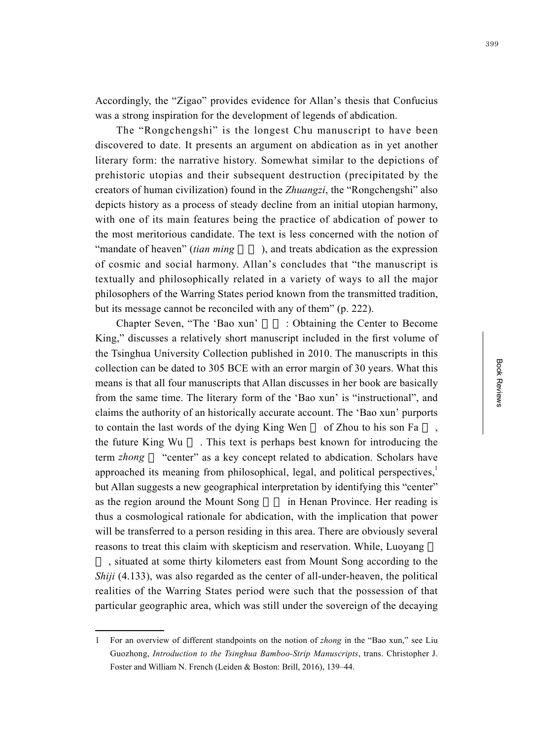Accordingly, the "Zigao" provides evidence for Allan's thesis that Confucius was a strong inspiration for the development of legends of abdication.

The "Rongchengshi" is the longest Chu manuscript to have been discovered to date. It presents an argument on abdication as in yet another literary form: the narrative history. Somewhat similar to the depictions of prehistoric utopias and their subsequent destruction (precipitated by the creators of human civilization) found in the *Zhuangzi*, the "Rongchengshi" also depicts history as a process of steady decline from an initial utopian harmony, with one of its main features being the practice of abdication of power to the most meritorious candidate. The text is less concerned with the notion of "mandate of heaven" (*tian ming* □□), and treats abdication as the expression of cosmic and social harmony. Allan's concludes that "the manuscript is textually and philosophically related in a variety of ways to all the major philosophers of the Warring States period known from the transmitted tradition, but its message cannot be reconciled with any of them" (p. 222).

Chapter Seven, "The 'Bao xun' □□: Obtaining the Center to Become King," discusses a relatively short manuscript included in the first volume of the Tsinghua University Collection published in 2010. The manuscripts in this collection can be dated to 305 BCE with an error margin of 30 years. What this means is that all four manuscripts that Allan discusses in her book are basically from the same time. The literary form of the 'Bao xun' is "instructional", and claims the authority of an historically accurate account. The 'Bao xun' purports to contain the last words of the dying King Wen □ of Zhou to his son Fa □, the future King Wu □. This text is perhaps best known for introducing the term *zhong* □ "center" as a key concept related to abdication. Scholars have approached its meaning from philosophical, legal, and political perspectives,[1] but Allan suggests a new geographical interpretation by identifying this "center" as the region around the Mount Song □□ in Henan Province. Her reading is thus a cosmological rationale for abdication, with the implication that power will be transferred to a person residing in this area. There are obviously several reasons to treat this claim with skepticism and reservation. While, Luoyang □□, situated at some thirty kilometers east from Mount Song according to the *Shiji* (4.133), was also regarded as the center of all-under-heaven, the political realities of the Warring States period were such that the possession of that particular geographic area, which was still under the sovereign of the decaying

---

1 For an overview of different standpoints on the notion of *zhong* in the "Bao xun," see Liu Guozhong, *Introduction to the Tsinghua Bamboo-Strip Manuscripts*, trans. Christopher J. Foster and William N. French (Leiden & Boston: Brill, 2016), 139–44.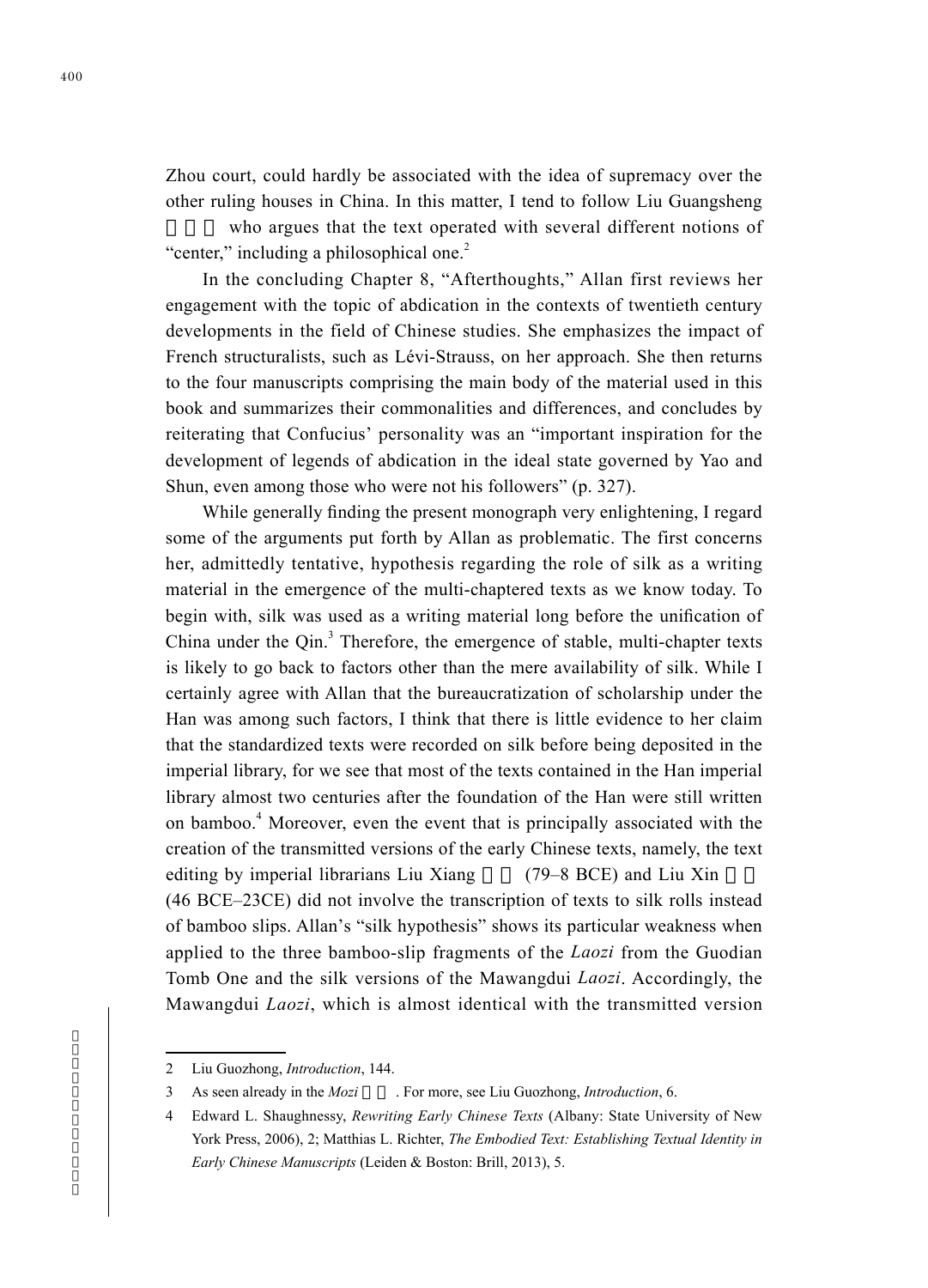Zhou court, could hardly be associated with the idea of supremacy over the other ruling houses in China. In this matter, I tend to follow Liu Guangsheng who argues that the text operated with several different notions of "center," including a philosophical one.[2]

In the concluding Chapter 8, "Afterthoughts," Allan first reviews her engagement with the topic of abdication in the contexts of twentieth century developments in the field of Chinese studies. She emphasizes the impact of French structuralists, such as Lévi-Strauss, on her approach. She then returns to the four manuscripts comprising the main body of the material used in this book and summarizes their commonalities and differences, and concludes by reiterating that Confucius' personality was an "important inspiration for the development of legends of abdication in the ideal state governed by Yao and Shun, even among those who were not his followers" (p. 327).

While generally finding the present monograph very enlightening, I regard some of the arguments put forth by Allan as problematic. The first concerns her, admittedly tentative, hypothesis regarding the role of silk as a writing material in the emergence of the multi-chaptered texts as we know today. To begin with, silk was used as a writing material long before the unification of China under the Qin.[3] Therefore, the emergence of stable, multi-chapter texts is likely to go back to factors other than the mere availability of silk. While I certainly agree with Allan that the bureaucratization of scholarship under the Han was among such factors, I think that there is little evidence to her claim that the standardized texts were recorded on silk before being deposited in the imperial library, for we see that most of the texts contained in the Han imperial library almost two centuries after the foundation of the Han were still written on bamboo.[4] Moreover, even the event that is principally associated with the creation of the transmitted versions of the early Chinese texts, namely, the text editing by imperial librarians Liu Xiang (79–8 BCE) and Liu Xin (46 BCE–23CE) did not involve the transcription of texts to silk rolls instead of bamboo slips. Allan's "silk hypothesis" shows its particular weakness when applied to the three bamboo-slip fragments of the *Laozi* from the Guodian Tomb One and the silk versions of the Mawangdui *Laozi*. Accordingly, the Mawangdui *Laozi*, which is almost identical with the transmitted version

---

2 Liu Guozhong, *Introduction*, 144.

3 As seen already in the *Mozi*. For more, see Liu Guozhong, *Introduction*, 6.

4 Edward L. Shaughnessy, *Rewriting Early Chinese Texts* (Albany: State University of New York Press, 2006), 2; Matthias L. Richter, *The Embodied Text: Establishing Textual Identity in Early Chinese Manuscripts* (Leiden & Boston: Brill, 2013), 5.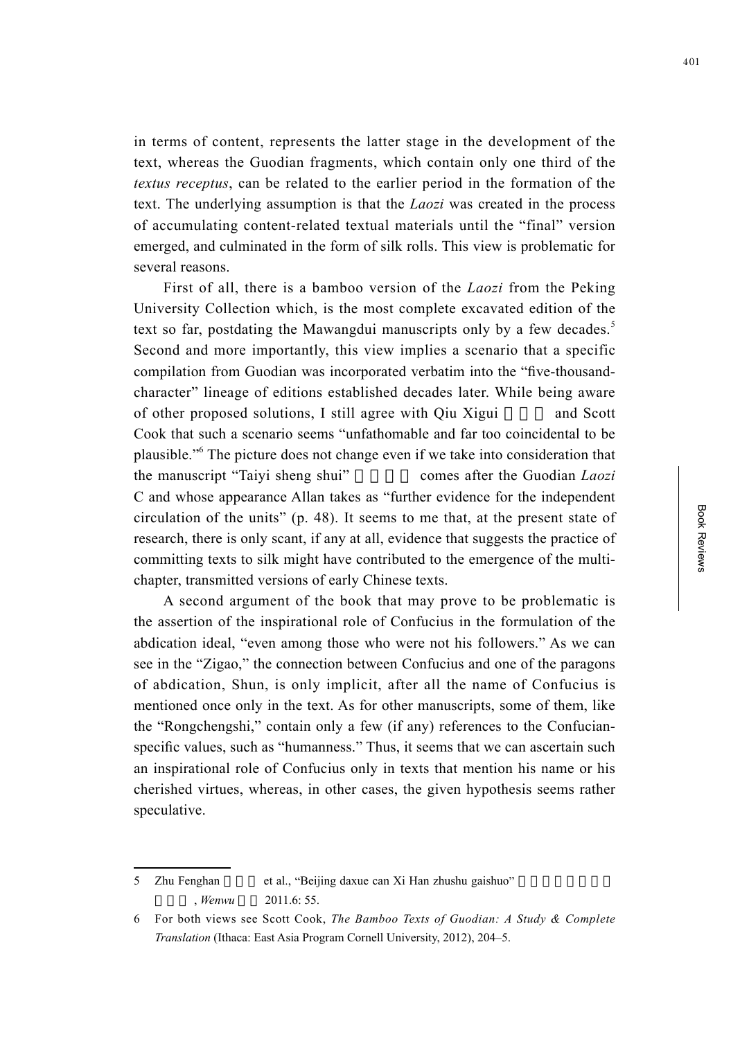in terms of content, represents the latter stage in the development of the text, whereas the Guodian fragments, which contain only one third of the *textus receptus*, can be related to the earlier period in the formation of the text. The underlying assumption is that the *Laozi* was created in the process of accumulating content-related textual materials until the "final" version emerged, and culminated in the form of silk rolls. This view is problematic for several reasons.

First of all, there is a bamboo version of the *Laozi* from the Peking University Collection which, is the most complete excavated edition of the text so far, postdating the Mawangdui manuscripts only by a few decades.[5] Second and more importantly, this view implies a scenario that a specific compilation from Guodian was incorporated verbatim into the "five-thousand-character" lineage of editions established decades later. While being aware of other proposed solutions, I still agree with Qiu Xigui and Scott Cook that such a scenario seems "unfathomable and far too coincidental to be plausible."[6] The picture does not change even if we take into consideration that the manuscript "Taiyi sheng shui" comes after the Guodian *Laozi* C and whose appearance Allan takes as "further evidence for the independent circulation of the units" (p. 48). It seems to me that, at the present state of research, there is only scant, if any at all, evidence that suggests the practice of committing texts to silk might have contributed to the emergence of the multi-chapter, transmitted versions of early Chinese texts.

A second argument of the book that may prove to be problematic is the assertion of the inspirational role of Confucius in the formulation of the abdication ideal, "even among those who were not his followers." As we can see in the "Zigao," the connection between Confucius and one of the paragons of abdication, Shun, is only implicit, after all the name of Confucius is mentioned once only in the text. As for other manuscripts, some of them, like the "Rongchengshi," contain only a few (if any) references to the Confucian-specific values, such as "humanness." Thus, it seems that we can ascertain such an inspirational role of Confucius only in texts that mention his name or his cherished virtues, whereas, in other cases, the given hypothesis seems rather speculative.

---

5 Zhu Fenghan et al., "Beijing daxue can Xi Han zhushu gaishuo" , *Wenwu* 2011.6: 55.

6 For both views see Scott Cook, *The Bamboo Texts of Guodian: A Study & Complete Translation* (Ithaca: East Asia Program Cornell University, 2012), 204–5.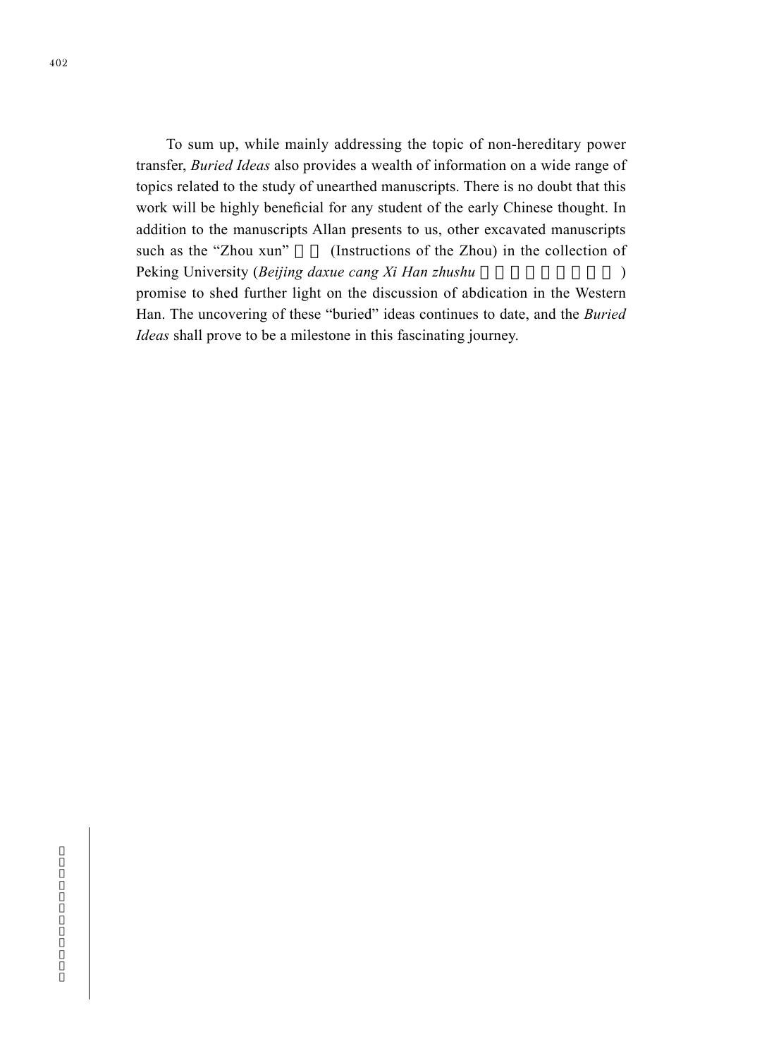To sum up, while mainly addressing the topic of non-hereditary power transfer, *Buried Ideas* also provides a wealth of information on a wide range of topics related to the study of unearthed manuscripts. There is no doubt that this work will be highly beneficial for any student of the early Chinese thought. In addition to the manuscripts Allan presents to us, other excavated manuscripts such as the "Zhou xun" □□ (Instructions of the Zhou) in the collection of Peking University (*Beijing daxue cang Xi Han zhushu* □□□□□□□□□) promise to shed further light on the discussion of abdication in the Western Han. The uncovering of these "buried" ideas continues to date, and the *Buried Ideas* shall prove to be a milestone in this fascinating journey.